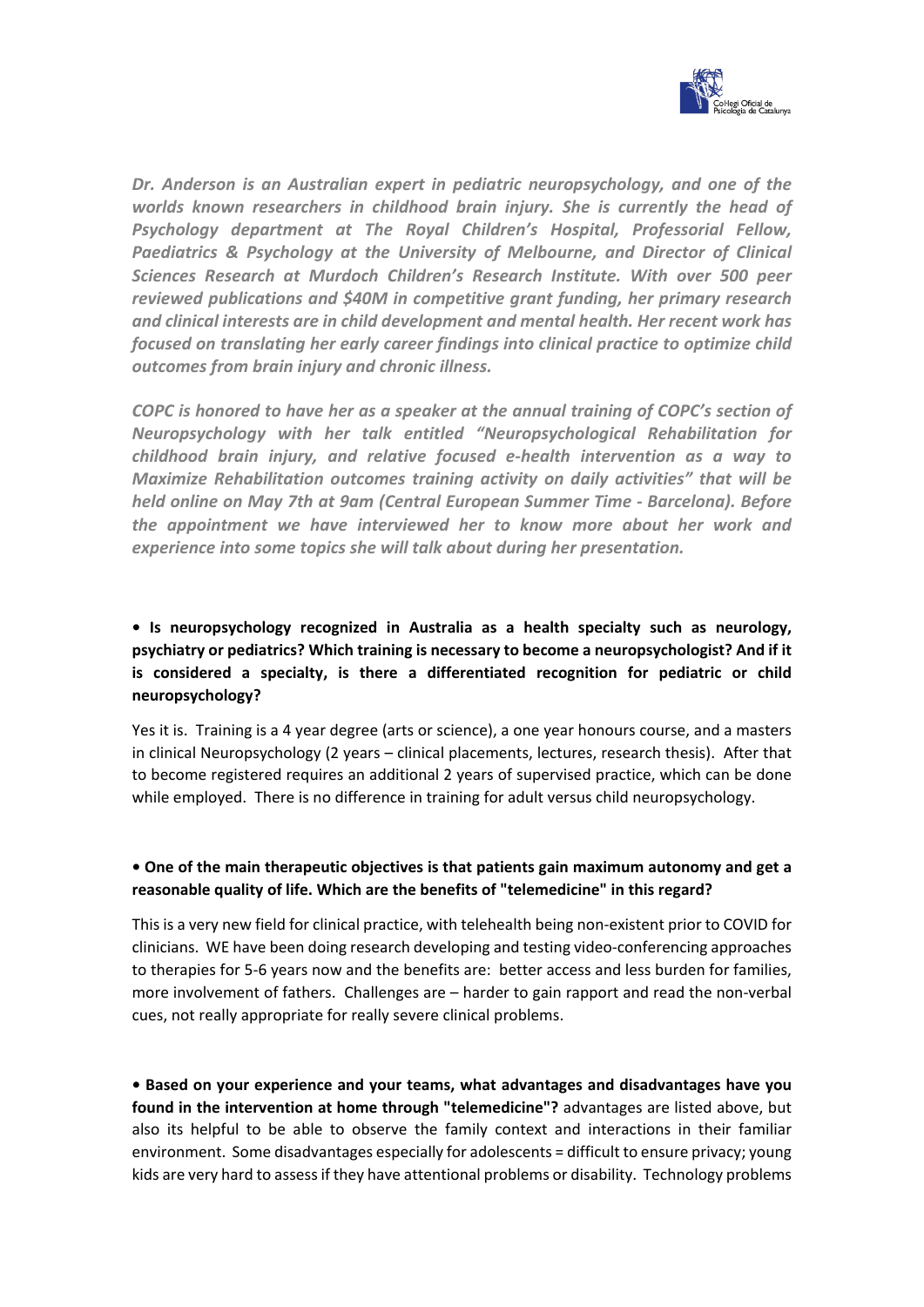***Dr. Anderson is an Australian expert in pediatric neuropsychology, and one of the worlds known researchers in childhood brain injury. She is currently the head of Psychology department at The Royal Children's Hospital, Professorial Fellow, Paediatrics & Psychology at the University of Melbourne, and Director of Clinical Sciences Research at Murdoch Children's Research Institute. With over 500 peer reviewed publications and $40M in competitive grant funding, her primary research and clinical interests are in child development and mental health. Her recent work has focused on translating her early career findings into clinical practice to optimize child outcomes from brain injury and chronic illness.***

***COPC is honored to have her as a speaker at the annual training of COPC's section of Neuropsychology with her talk entitled "Neuropsychological Rehabilitation for childhood brain injury, and relative focused e-health intervention as a way to Maximize Rehabilitation outcomes training activity on daily activities" that will be held online on May 7th at 9am (Central European Summer Time - Barcelona). Before the appointment we have interviewed her to know more about her work and experience into some topics she will talk about during her presentation.***

**• Is neuropsychology recognized in Australia as a health specialty such as neurology, psychiatry or pediatrics? Which training is necessary to become a neuropsychologist? And if it is considered a specialty, is there a differentiated recognition for pediatric or child neuropsychology?**

Yes it is. Training is a 4 year degree (arts or science), a one year honours course, and a masters in clinical Neuropsychology (2 years – clinical placements, lectures, research thesis). After that to become registered requires an additional 2 years of supervised practice, which can be done while employed. There is no difference in training for adult versus child neuropsychology.

**• One of the main therapeutic objectives is that patients gain maximum autonomy and get a reasonable quality of life. Which are the benefits of "telemedicine" in this regard?**

This is a very new field for clinical practice, with telehealth being non-existent prior to COVID for clinicians. WE have been doing research developing and testing video-conferencing approaches to therapies for 5-6 years now and the benefits are: better access and less burden for families, more involvement of fathers. Challenges are – harder to gain rapport and read the non-verbal cues, not really appropriate for really severe clinical problems.

**• Based on your experience and your teams, what advantages and disadvantages have you found in the intervention at home through "telemedicine"?** advantages are listed above, but also its helpful to be able to observe the family context and interactions in their familiar environment. Some disadvantages especially for adolescents = difficult to ensure privacy; young kids are very hard to assess if they have attentional problems or disability. Technology problems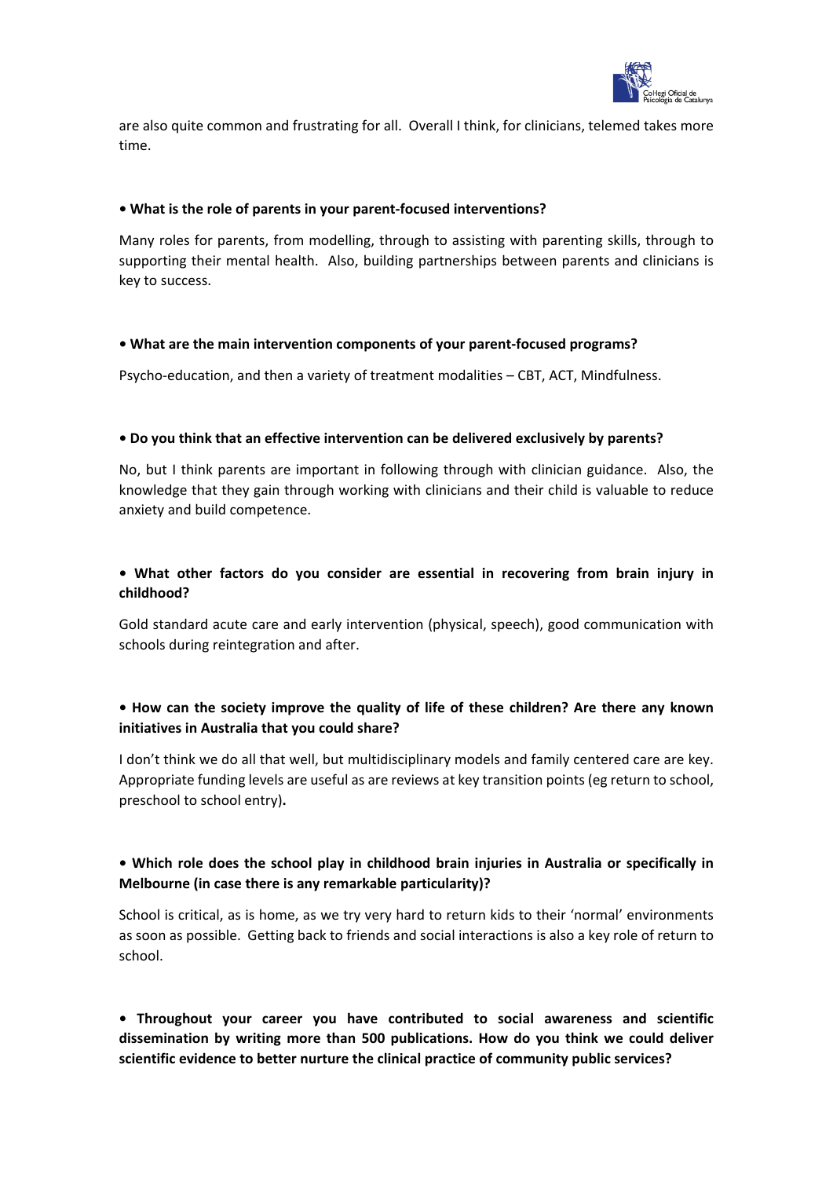are also quite common and frustrating for all. Overall I think, for clinicians, telemed takes more time.

**• What is the role of parents in your parent-focused interventions?**

Many roles for parents, from modelling, through to assisting with parenting skills, through to supporting their mental health. Also, building partnerships between parents and clinicians is key to success.

**• What are the main intervention components of your parent-focused programs?**

Psycho-education, and then a variety of treatment modalities – CBT, ACT, Mindfulness.

**• Do you think that an effective intervention can be delivered exclusively by parents?**

No, but I think parents are important in following through with clinician guidance. Also, the knowledge that they gain through working with clinicians and their child is valuable to reduce anxiety and build competence.

**• What other factors do you consider are essential in recovering from brain injury in childhood?**

Gold standard acute care and early intervention (physical, speech), good communication with schools during reintegration and after.

**• How can the society improve the quality of life of these children? Are there any known initiatives in Australia that you could share?**

I don't think we do all that well, but multidisciplinary models and family centered care are key. Appropriate funding levels are useful as are reviews at key transition points (eg return to school, preschool to school entry)**.**

**• Which role does the school play in childhood brain injuries in Australia or specifically in Melbourne (in case there is any remarkable particularity)?**

School is critical, as is home, as we try very hard to return kids to their 'normal' environments as soon as possible. Getting back to friends and social interactions is also a key role of return to school.

**• Throughout your career you have contributed to social awareness and scientific dissemination by writing more than 500 publications. How do you think we could deliver scientific evidence to better nurture the clinical practice of community public services?**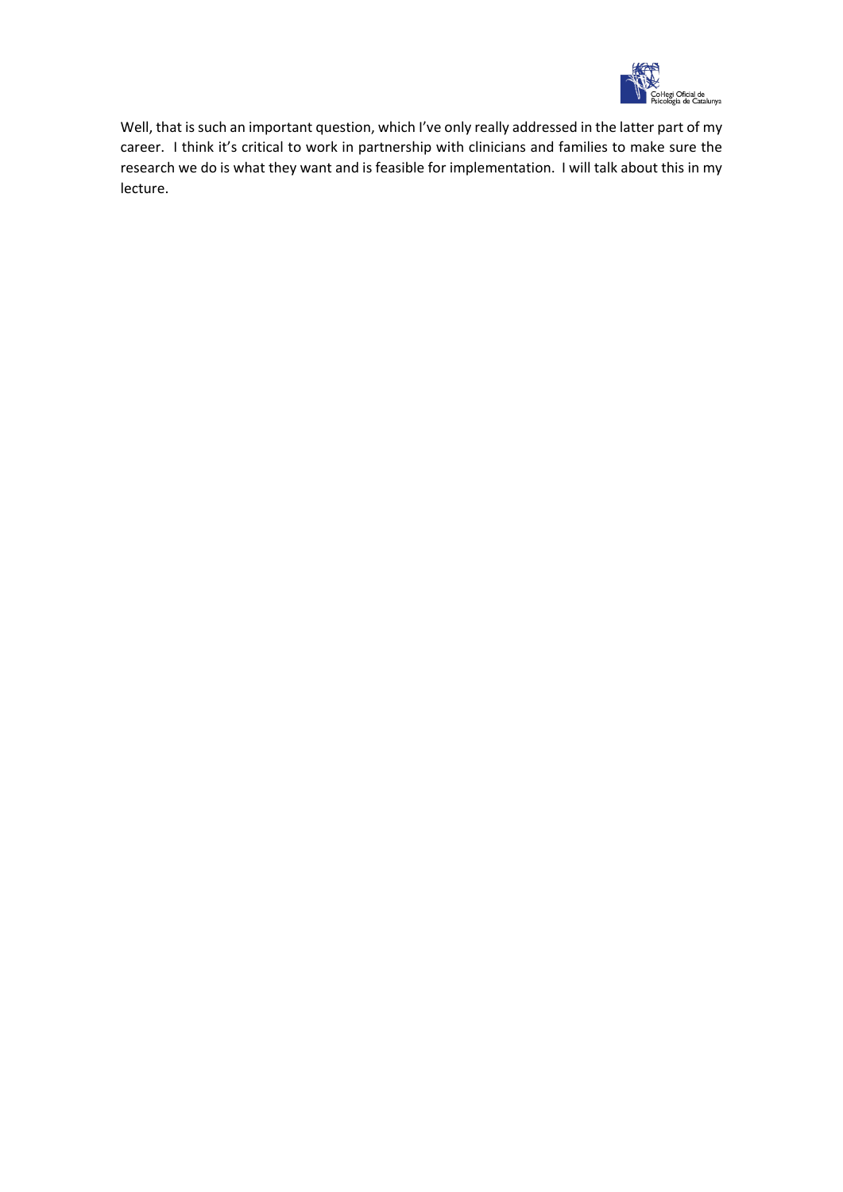Well, that is such an important question, which I've only really addressed in the latter part of my career. I think it's critical to work in partnership with clinicians and families to make sure the research we do is what they want and is feasible for implementation. I will talk about this in my lecture.